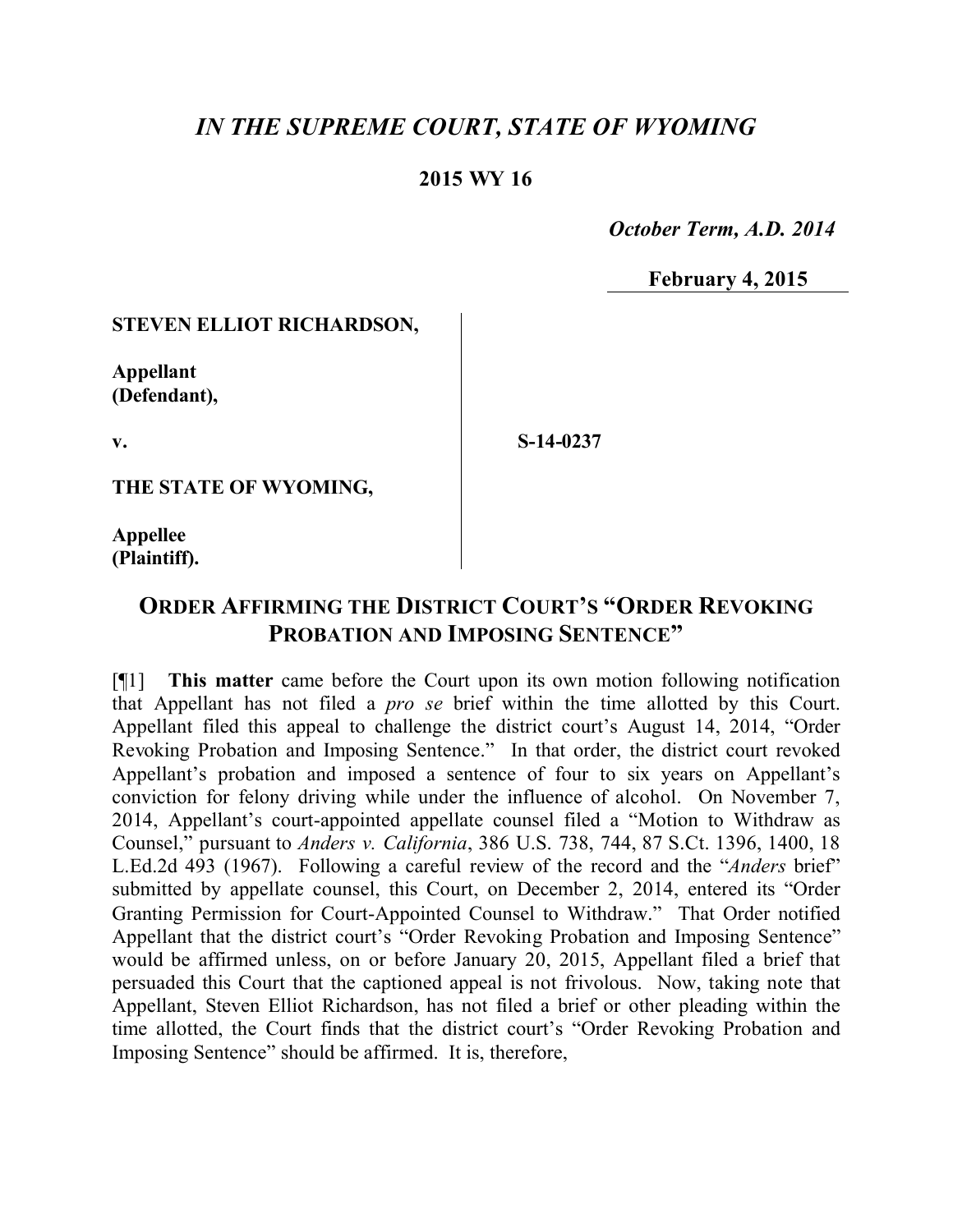# *IN THE SUPREME COURT, STATE OF WYOMING*

## 2015 WY 16

*October Term, A.D. 2014*

**February 4, 2015**

**STEVEN ELLIOT RICHARDSON,**

**Appellant (Defendant),**

**v.**

**S-14-0237**

**THE STATE OF WYOMING,**

**Appellee (Plaintiff).**

## ORDER AFFIRMING THE DISTRICT COURT'S "ORDER REVOKING PROBATION AND IMPOSING SENTENCE"

[¶1] **This matter** came before the Court upon its own motion following notification that Appellant has not filed a *pro se* brief within the time allotted by this Court. Appellant filed this appeal to challenge the district court's August 14, 2014, "Order Revoking Probation and Imposing Sentence." In that order, the district court revoked Appellant's probation and imposed a sentence of four to six years on Appellant's conviction for felony driving while under the influence of alcohol. On November 7, 2014, Appellant's court-appointed appellate counsel filed a "Motion to Withdraw as Counsel," pursuant to *Anders v. California*, 386 U.S. 738, 744, 87 S.Ct. 1396, 1400, 18 L.Ed.2d 493 (1967). Following a careful review of the record and the "*Anders* brief" submitted by appellate counsel, this Court, on December 2, 2014, entered its "Order Granting Permission for Court-Appointed Counsel to Withdraw." That Order notified Appellant that the district court's "Order Revoking Probation and Imposing Sentence" would be affirmed unless, on or before January 20, 2015, Appellant filed a brief that persuaded this Court that the captioned appeal is not frivolous. Now, taking note that Appellant, Steven Elliot Richardson, has not filed a brief or other pleading within the time allotted, the Court finds that the district court's "Order Revoking Probation and Imposing Sentence" should be affirmed. It is, therefore,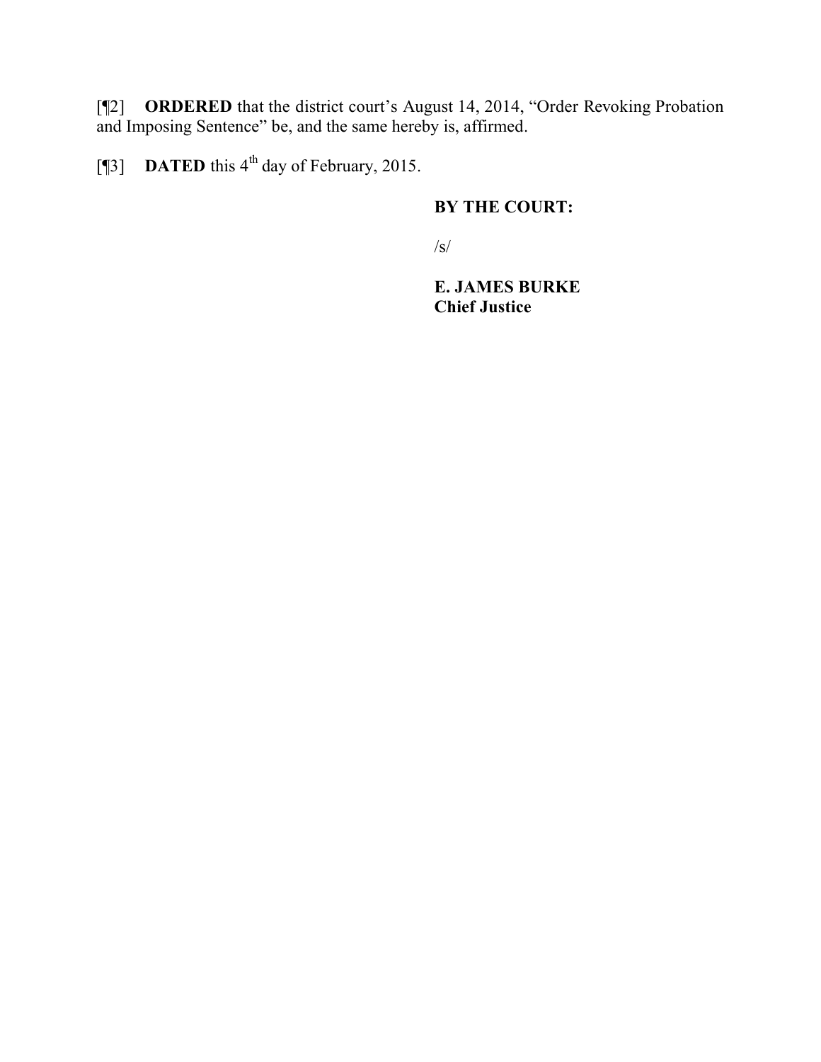[¶2] **ORDERED** that the district court's August 14, 2014, "Order Revoking Probation and Imposing Sentence" be, and the same hereby is, affirmed.

[¶3] **DATED** this 4th day of February, 2015.

**BY THE COURT:**

/s/

**E. JAMES BURKE**
**Chief Justice**